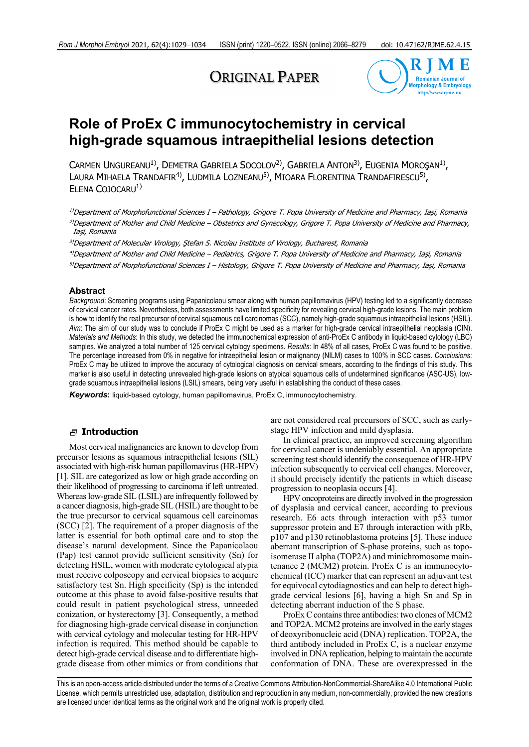ORIGINAL PAPER

# Role of ProEx C immunocytochemistry in cervical high-grade squamous intraepithelial lesions detection

CARMEN UNGUREANU[1)], DEMETRA GABRIELA SOCOLOV[2)], GABRIELA ANTON[3)], EUGENIA MOROŞAN[1)], LAURA MIHAELA TRANDAFIR[4)], LUDMILA LOZNEANU[5)], MIOARA FLORENTINA TRANDAFIRESCU[5)], ELENA COJOCARU[1)]

[1)]*Department of Morphofunctional Sciences I – Pathology, Grigore T. Popa University of Medicine and Pharmacy, Iaşi, Romania*

[2)]*Department of Mother and Child Medicine – Obstetrics and Gynecology, Grigore T. Popa University of Medicine and Pharmacy, Iaşi, Romania*

[3)]*Department of Molecular Virology, Ştefan S. Nicolau Institute of Virology, Bucharest, Romania*

[4)]*Department of Mother and Child Medicine – Pediatrics, Grigore T. Popa University of Medicine and Pharmacy, Iaşi, Romania*

[5)]*Department of Morphofunctional Sciences I – Histology, Grigore T. Popa University of Medicine and Pharmacy, Iaşi, Romania*

## Abstract

*Background*: Screening programs using Papanicolaou smear along with human papillomavirus (HPV) testing led to a significantly decrease of cervical cancer rates. Nevertheless, both assessments have limited specificity for revealing cervical high-grade lesions. The main problem is how to identify the real precursor of cervical squamous cell carcinomas (SCC), namely high-grade squamous intraepithelial lesions (HSIL). *Aim*: The aim of our study was to conclude if ProEx C might be used as a marker for high-grade cervical intraepithelial neoplasia (CIN). *Materials and Methods*: In this study, we detected the immunochemical expression of anti-ProEx C antibody in liquid-based cytology (LBC) samples. We analyzed a total number of 125 cervical cytology specimens. *Results*: In 48% of all cases, ProEx C was found to be positive. The percentage increased from 0% in negative for intraepithelial lesion or malignancy (NILM) cases to 100% in SCC cases. *Conclusions*: ProEx C may be utilized to improve the accuracy of cytological diagnosis on cervical smears, according to the findings of this study. This marker is also useful in detecting unrevealed high-grade lesions on atypical squamous cells of undetermined significance (ASC-US), low-grade squamous intraepithelial lesions (LSIL) smears, being very useful in establishing the conduct of these cases.

**Keywords**: liquid-based cytology, human papillomavirus, ProEx C, immunocytochemistry.

## Introduction

Most cervical malignancies are known to develop from precursor lesions as squamous intraepithelial lesions (SIL) associated with high-risk human papillomavirus (HR-HPV) [1]. SIL are categorized as low or high grade according on their likelihood of progressing to carcinoma if left untreated. Whereas low-grade SIL (LSIL) are infrequently followed by a cancer diagnosis, high-grade SIL (HSIL) are thought to be the true precursor to cervical squamous cell carcinomas (SCC) [2]. The requirement of a proper diagnosis of the latter is essential for both optimal care and to stop the disease's natural development. Since the Papanicolaou (Pap) test cannot provide sufficient sensitivity (Sn) for detecting HSIL, women with moderate cytological atypia must receive colposcopy and cervical biopsies to acquire satisfactory test Sn. High specificity (Sp) is the intended outcome at this phase to avoid false-positive results that could result in patient psychological stress, unneeded conization, or hysterectomy [3]. Consequently, a method for diagnosing high-grade cervical disease in conjunction with cervical cytology and molecular testing for HR-HPV infection is required. This method should be capable to detect high-grade cervical disease and to differentiate high-grade disease from other mimics or from conditions that are not considered real precursors of SCC, such as early-stage HPV infection and mild dysplasia.

In clinical practice, an improved screening algorithm for cervical cancer is undeniably essential. An appropriate screening test should identify the consequence of HR-HPV infection subsequently to cervical cell changes. Moreover, it should precisely identify the patients in which disease progression to neoplasia occurs [4].

HPV oncoproteins are directly involved in the progression of dysplasia and cervical cancer, according to previous research. E6 acts through interaction with p53 tumor suppressor protein and E7 through interaction with pRb, p107 and p130 retinoblastoma proteins [5]. These induce aberrant transcription of S-phase proteins, such as topoisomerase II alpha (TOP2A) and minichromosome maintenance 2 (MCM2) protein. ProEx C is an immunocytochemical (ICC) marker that can represent an adjuvant test for equivocal cytodiagnostics and can help to detect high-grade cervical lesions [6], having a high Sn and Sp in detecting aberrant induction of the S phase.

ProEx C contains three antibodies: two clones of MCM2 and TOP2A. MCM2 proteins are involved in the early stages of deoxyribonucleic acid (DNA) replication. TOP2A, the third antibody included in ProEx C, is a nuclear enzyme involved in DNA replication, helping to maintain the accurate conformation of DNA. These are overexpressed in the

This is an open-access article distributed under the terms of a Creative Commons Attribution-NonCommercial-ShareAlike 4.0 International Public License, which permits unrestricted use, adaptation, distribution and reproduction in any medium, non-commercially, provided the new creations are licensed under identical terms as the original work and the original work is properly cited.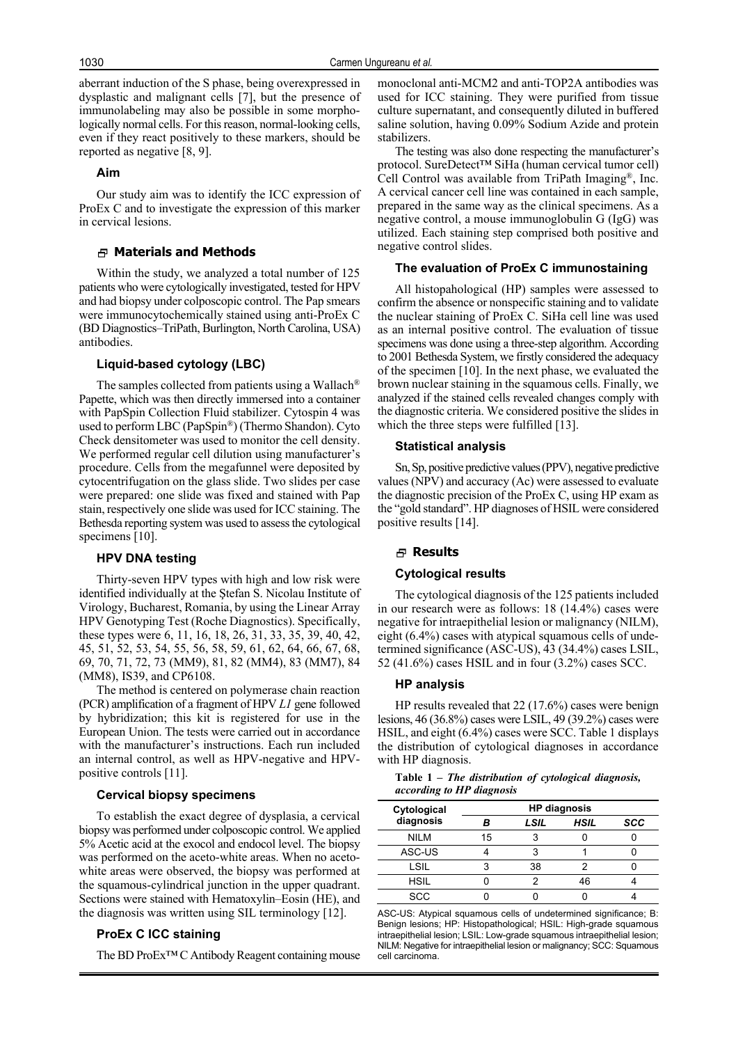aberrant induction of the S phase, being overexpressed in dysplastic and malignant cells [7], but the presence of immunolabeling may also be possible in some morphologically normal cells. For this reason, normal-looking cells, even if they react positively to these markers, should be reported as negative [8, 9].

### Aim

Our study aim was to identify the ICC expression of ProEx C and to investigate the expression of this marker in cervical lesions.

## Materials and Methods

Within the study, we analyzed a total number of 125 patients who were cytologically investigated, tested for HPV and had biopsy under colposcopic control. The Pap smears were immunocytochemically stained using anti-ProEx C (BD Diagnostics–TriPath, Burlington, North Carolina, USA) antibodies.

### Liquid-based cytology (LBC)

The samples collected from patients using a Wallach® Papette, which was then directly immersed into a container with PapSpin Collection Fluid stabilizer. Cytospin 4 was used to perform LBC (PapSpin®) (Thermo Shandon). Cyto Check densitometer was used to monitor the cell density. We performed regular cell dilution using manufacturer's procedure. Cells from the megafunnel were deposited by cytocentrifugation on the glass slide. Two slides per case were prepared: one slide was fixed and stained with Pap stain, respectively one slide was used for ICC staining. The Bethesda reporting system was used to assess the cytological specimens [10].

### HPV DNA testing

Thirty-seven HPV types with high and low risk were identified individually at the Ştefan S. Nicolau Institute of Virology, Bucharest, Romania, by using the Linear Array HPV Genotyping Test (Roche Diagnostics). Specifically, these types were 6, 11, 16, 18, 26, 31, 33, 35, 39, 40, 42, 45, 51, 52, 53, 54, 55, 56, 58, 59, 61, 62, 64, 66, 67, 68, 69, 70, 71, 72, 73 (MM9), 81, 82 (MM4), 83 (MM7), 84 (MM8), IS39, and CP6108.

The method is centered on polymerase chain reaction (PCR) amplification of a fragment of HPV *L1* gene followed by hybridization; this kit is registered for use in the European Union. The tests were carried out in accordance with the manufacturer's instructions. Each run included an internal control, as well as HPV-negative and HPV-positive controls [11].

### Cervical biopsy specimens

To establish the exact degree of dysplasia, a cervical biopsy was performed under colposcopic control. We applied 5% Acetic acid at the exocol and endocol level. The biopsy was performed on the aceto-white areas. When no aceto-white areas were observed, the biopsy was performed at the squamous-cylindrical junction in the upper quadrant. Sections were stained with Hematoxylin–Eosin (HE), and the diagnosis was written using SIL terminology [12].

### ProEx C ICC staining

The BD ProEx™ C Antibody Reagent containing mouse monoclonal anti-MCM2 and anti-TOP2A antibodies was used for ICC staining. They were purified from tissue culture supernatant, and consequently diluted in buffered saline solution, having 0.09% Sodium Azide and protein stabilizers.

The testing was also done respecting the manufacturer's protocol. SureDetect™ SiHa (human cervical tumor cell) Cell Control was available from TriPath Imaging®, Inc. A cervical cancer cell line was contained in each sample, prepared in the same way as the clinical specimens. As a negative control, a mouse immunoglobulin G (IgG) was utilized. Each staining step comprised both positive and negative control slides.

### The evaluation of ProEx C immunostaining

All histopahological (HP) samples were assessed to confirm the absence or nonspecific staining and to validate the nuclear staining of ProEx C. SiHa cell line was used as an internal positive control. The evaluation of tissue specimens was done using a three-step algorithm. According to 2001 Bethesda System, we firstly considered the adequacy of the specimen [10]. In the next phase, we evaluated the brown nuclear staining in the squamous cells. Finally, we analyzed if the stained cells revealed changes comply with the diagnostic criteria. We considered positive the slides in which the three steps were fulfilled [13].

### Statistical analysis

Sn, Sp, positive predictive values (PPV), negative predictive values (NPV) and accuracy (Ac) were assessed to evaluate the diagnostic precision of the ProEx C, using HP exam as the "gold standard". HP diagnoses of HSIL were considered positive results [14].

## Results

### Cytological results

The cytological diagnosis of the 125 patients included in our research were as follows: 18 (14.4%) cases were negative for intraepithelial lesion or malignancy (NILM), eight (6.4%) cases with atypical squamous cells of undetermined significance (ASC-US), 43 (34.4%) cases LSIL, 52 (41.6%) cases HSIL and in four (3.2%) cases SCC.

### HP analysis

HP results revealed that 22 (17.6%) cases were benign lesions, 46 (36.8%) cases were LSIL, 49 (39.2%) cases were HSIL, and eight (6.4%) cases were SCC. Table 1 displays the distribution of cytological diagnoses in accordance with HP diagnosis.

**Table 1 – *The distribution of cytological diagnosis, according to HP diagnosis***

| Cytological diagnosis | HP diagnosis | | | |
|---|---|---|---|---|
| | *B* | *LSIL* | *HSIL* | *SCC* |
| NILM | 15 | 3 | 0 | 0 |
| ASC-US | 4 | 3 | 1 | 0 |
| LSIL | 3 | 38 | 2 | 0 |
| HSIL | 0 | 2 | 46 | 4 |
| SCC | 0 | 0 | 0 | 4 |

ASC-US: Atypical squamous cells of undetermined significance; B: Benign lesions; HP: Histopathological; HSIL: High-grade squamous intraepithelial lesion; LSIL: Low-grade squamous intraepithelial lesion; NILM: Negative for intraepithelial lesion or malignancy; SCC: Squamous cell carcinoma.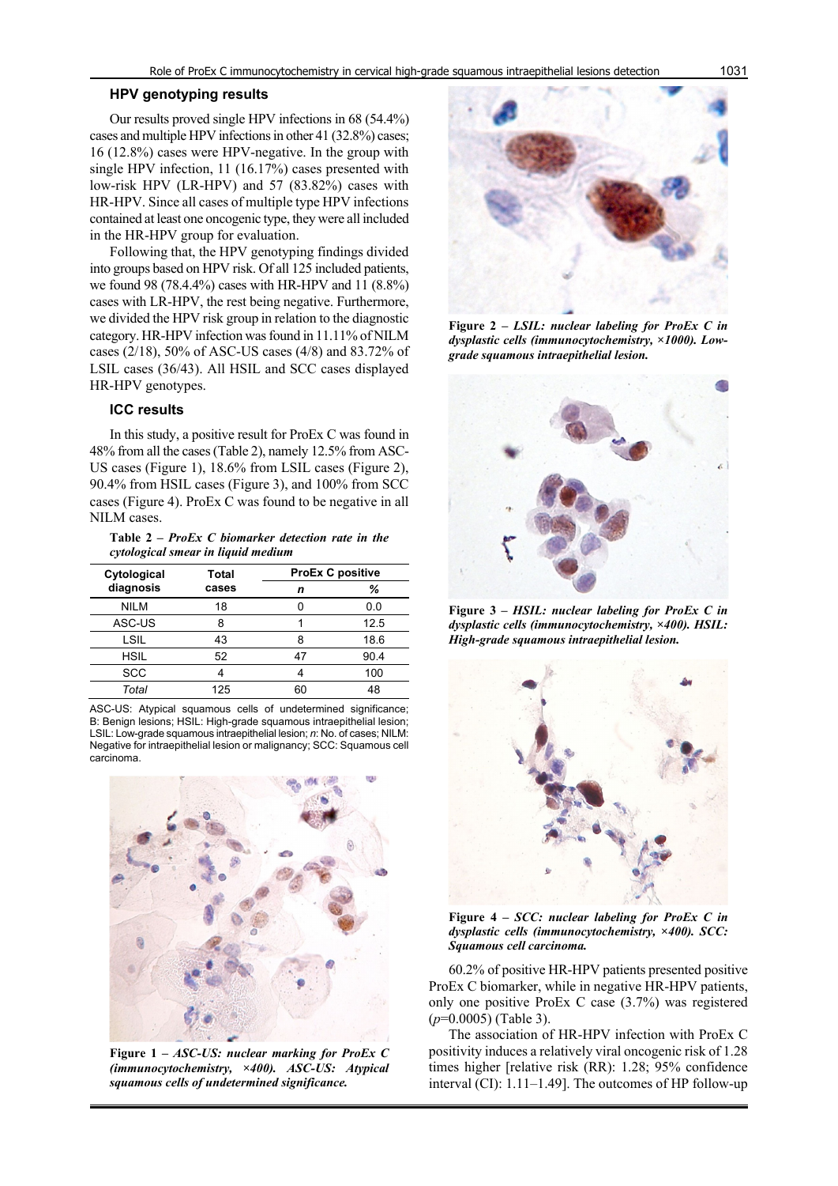### HPV genotyping results

Our results proved single HPV infections in 68 (54.4%) cases and multiple HPV infections in other 41 (32.8%) cases; 16 (12.8%) cases were HPV-negative. In the group with single HPV infection, 11 (16.17%) cases presented with low-risk HPV (LR-HPV) and 57 (83.82%) cases with HR-HPV. Since all cases of multiple type HPV infections contained at least one oncogenic type, they were all included in the HR-HPV group for evaluation.

Following that, the HPV genotyping findings divided into groups based on HPV risk. Of all 125 included patients, we found 98 (78.4.4%) cases with HR-HPV and 11 (8.8%) cases with LR-HPV, the rest being negative. Furthermore, we divided the HPV risk group in relation to the diagnostic category. HR-HPV infection was found in 11.11% of NILM cases (2/18), 50% of ASC-US cases (4/8) and 83.72% of LSIL cases (36/43). All HSIL and SCC cases displayed HR-HPV genotypes.

### ICC results

In this study, a positive result for ProEx C was found in 48% from all the cases (Table 2), namely 12.5% from ASC-US cases (Figure 1), 18.6% from LSIL cases (Figure 2), 90.4% from HSIL cases (Figure 3), and 100% from SCC cases (Figure 4). ProEx C was found to be negative in all NILM cases.

**Table 2 –** ***ProEx C biomarker detection rate in the cytological smear in liquid medium***

| Cytological diagnosis | Total cases | ProEx C positive | |
|---|---|---|---|
| | | *n* | % |
| NILM | 18 | 0 | 0.0 |
| ASC-US | 8 | 1 | 12.5 |
| LSIL | 43 | 8 | 18.6 |
| HSIL | 52 | 47 | 90.4 |
| SCC | 4 | 4 | 100 |
| *Total* | 125 | 60 | 48 |

ASC-US: Atypical squamous cells of undetermined significance; B: Benign lesions; HSIL: High-grade squamous intraepithelial lesion; LSIL: Low-grade squamous intraepithelial lesion; *n*: No. of cases; NILM: Negative for intraepithelial lesion or malignancy; SCC: Squamous cell carcinoma.

**Figure 1 –** ***ASC-US: nuclear marking for ProEx C (immunocytochemistry, ×400). ASC-US: Atypical squamous cells of undetermined significance.***

**Figure 2 –** ***LSIL: nuclear labeling for ProEx C in dysplastic cells (immunocytochemistry, ×1000). Low-grade squamous intraepithelial lesion.***

**Figure 3 –** ***HSIL: nuclear labeling for ProEx C in dysplastic cells (immunocytochemistry, ×400). HSIL: High-grade squamous intraepithelial lesion.***

**Figure 4 –** ***SCC: nuclear labeling for ProEx C in dysplastic cells (immunocytochemistry, ×400). SCC: Squamous cell carcinoma.***

60.2% of positive HR-HPV patients presented positive ProEx C biomarker, while in negative HR-HPV patients, only one positive ProEx C case (3.7%) was registered ($p$=0.0005) (Table 3).

The association of HR-HPV infection with ProEx C positivity induces a relatively viral oncogenic risk of 1.28 times higher [relative risk (RR): 1.28; 95% confidence interval (CI): 1.11–1.49]. The outcomes of HP follow-up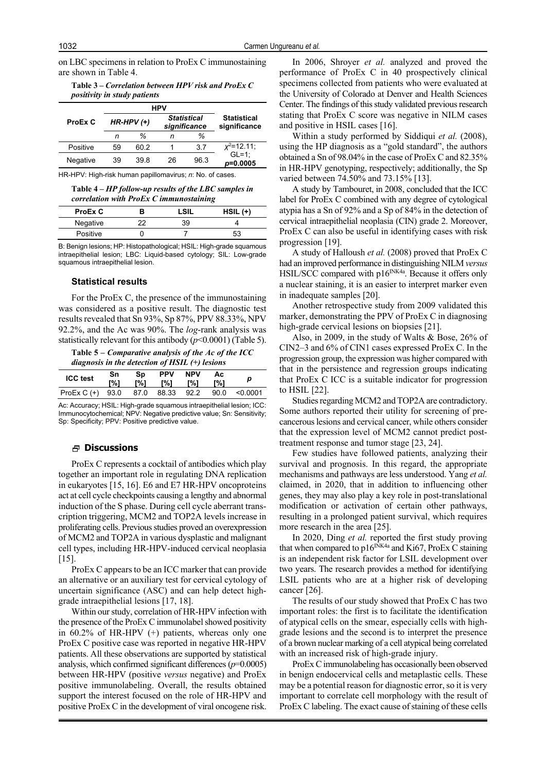on LBC specimens in relation to ProEx C immunostaining are shown in Table 4.

**Table 3 –** ***Correlation between HPV risk and ProEx C positivity in study patients***

| ProEx C | HPV | | | | Statistical significance |
|---|---|---|---|---|---|
| | *HR-HPV (+)* | | *Statistical significance* | | |
| | *n* | *%* | *n* | *%* | |
| Positive | 59 | 60.2 | 1 | 3.7 | $\chi^2$=12.11; GL=1; *p*=0.0005 |
| Negative | 39 | 39.8 | 26 | 96.3 | |

HR-HPV: High-risk human papillomavirus; *n*: No. of cases.

**Table 4 –** ***HP follow-up results of the LBC samples in correlation with ProEx C immunostaining***

| ProEx C | B | LSIL | HSIL (+) |
|---|---|---|---|
| Negative | 22 | 39 | 4 |
| Positive | 0 | 7 | 53 |

B: Benign lesions; HP: Histopathological; HSIL: High-grade squamous intraepithelial lesion; LBC: Liquid-based cytology; SIL: Low-grade squamous intraepithelial lesion.

### Statistical results

For the ProEx C, the presence of the immunostaining was considered as a positive result. The diagnostic test results revealed that Sn 93%, Sp 87%, PPV 88.33%, NPV 92.2%, and the Ac was 90%. The *log*-rank analysis was statistically relevant for this antibody (*p*<0.0001) (Table 5).

**Table 5 –** ***Comparative analysis of the Ac of the ICC diagnosis in the detection of HSIL (+) lesions***

| ICC test | Sn [%] | Sp [%] | PPV [%] | NPV [%] | Ac [%] | *p* |
|---|---|---|---|---|---|---|
| ProEx C (+) | 93.0 | 87.0 | 88.33 | 92.2 | 90.0 | <0.0001 |

Ac: Accuracy; HSIL: High-grade squamous intraepithelial lesion; ICC: Immunocytochemical; NPV: Negative predictive value; Sn: Sensitivity; Sp: Specificity; PPV: Positive predictive value.

## Discussions

ProEx C represents a cocktail of antibodies which play together an important role in regulating DNA replication in eukaryotes [15, 16]. E6 and E7 HR-HPV oncoproteins act at cell cycle checkpoints causing a lengthy and abnormal induction of the S phase. During cell cycle aberrant transcription triggering, MCM2 and TOP2A levels increase in proliferating cells. Previous studies proved an overexpression of MCM2 and TOP2A in various dysplastic and malignant cell types, including HR-HPV-induced cervical neoplasia [15].

ProEx C appears to be an ICC marker that can provide an alternative or an auxiliary test for cervical cytology of uncertain significance (ASC) and can help detect high-grade intraepithelial lesions [17, 18].

Within our study, correlation of HR-HPV infection with the presence of the ProEx C immunolabel showed positivity in 60.2% of HR-HPV (+) patients, whereas only one ProEx C positive case was reported in negative HR-HPV patients. All these observations are supported by statistical analysis, which confirmed significant differences (*p*=0.0005) between HR-HPV (positive *versus* negative) and ProEx positive immunolabeling. Overall, the results obtained support the interest focused on the role of HR-HPV and positive ProEx C in the development of viral oncogene risk.

In 2006, Shroyer *et al.* analyzed and proved the performance of ProEx C in 40 prospectively clinical specimens collected from patients who were evaluated at the University of Colorado at Denver and Health Sciences Center. The findings of this study validated previous research stating that ProEx C score was negative in NILM cases and positive in HSIL cases [16].

Within a study performed by Siddiqui *et al.* (2008), using the HP diagnosis as a "gold standard", the authors obtained a Sn of 98.04% in the case of ProEx C and 82.35% in HR-HPV genotyping, respectively; additionally, the Sp varied between 74.50% and 73.15% [13].

A study by Tambouret, in 2008, concluded that the ICC label for ProEx C combined with any degree of cytological atypia has a Sn of 92% and a Sp of 84% in the detection of cervical intraepithelial neoplasia (CIN) grade 2. Moreover, ProEx C can also be useful in identifying cases with risk progression [19].

A study of Halloush *et al.* (2008) proved that ProEx C had an improved performance in distinguishing NILM *versus* HSIL/SCC compared with p16[INK4a]. Because it offers only a nuclear staining, it is an easier to interpret marker even in inadequate samples [20].

Another retrospective study from 2009 validated this marker, demonstrating the PPV of ProEx C in diagnosing high-grade cervical lesions on biopsies [21].

Also, in 2009, in the study of Walts & Bose, 26% of CIN2–3 and 6% of CIN1 cases expressed ProEx C. In the progression group, the expression was higher compared with that in the persistence and regression groups indicating that ProEx C ICC is a suitable indicator for progression to HSIL [22].

Studies regarding MCM2 and TOP2A are contradictory. Some authors reported their utility for screening of precancerous lesions and cervical cancer, while others consider that the expression level of MCM2 cannot predict post-treatment response and tumor stage [23, 24].

Few studies have followed patients, analyzing their survival and prognosis. In this regard, the appropriate mechanisms and pathways are less understood. Yang *et al.* claimed, in 2020, that in addition to influencing other genes, they may also play a key role in post-translational modification or activation of certain other pathways, resulting in a prolonged patient survival, which requires more research in the area [25].

In 2020, Ding *et al.* reported the first study proving that when compared to p16[INK4a] and Ki67, ProEx C staining is an independent risk factor for LSIL development over two years. The research provides a method for identifying LSIL patients who are at a higher risk of developing cancer [26].

The results of our study showed that ProEx C has two important roles: the first is to facilitate the identification of atypical cells on the smear, especially cells with high-grade lesions and the second is to interpret the presence of a brown nuclear marking of a cell atypical being correlated with an increased risk of high-grade injury.

ProEx C immunolabeling has occasionally been observed in benign endocervical cells and metaplastic cells. These may be a potential reason for diagnostic error, so it is very important to correlate cell morphology with the result of ProEx C labeling. The exact cause of staining of these cells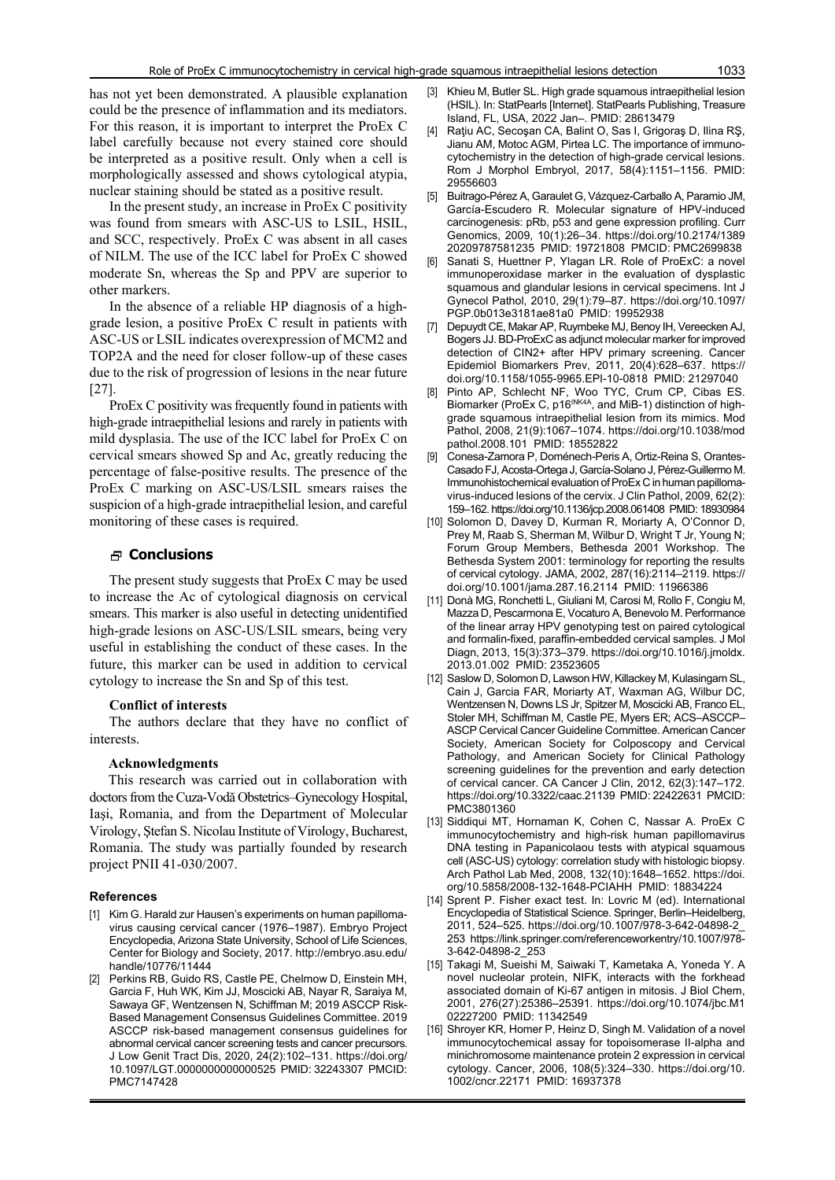has not yet been demonstrated. A plausible explanation could be the presence of inflammation and its mediators. For this reason, it is important to interpret the ProEx C label carefully because not every stained core should be interpreted as a positive result. Only when a cell is morphologically assessed and shows cytological atypia, nuclear staining should be stated as a positive result.

In the present study, an increase in ProEx C positivity was found from smears with ASC-US to LSIL, HSIL, and SCC, respectively. ProEx C was absent in all cases of NILM. The use of the ICC label for ProEx C showed moderate Sn, whereas the Sp and PPV are superior to other markers.

In the absence of a reliable HP diagnosis of a high-grade lesion, a positive ProEx C result in patients with ASC-US or LSIL indicates overexpression of MCM2 and TOP2A and the need for closer follow-up of these cases due to the risk of progression of lesions in the near future [27].

ProEx C positivity was frequently found in patients with high-grade intraepithelial lesions and rarely in patients with mild dysplasia. The use of the ICC label for ProEx C on cervical smears showed Sp and Ac, greatly reducing the percentage of false-positive results. The presence of the ProEx C marking on ASC-US/LSIL smears raises the suspicion of a high-grade intraepithelial lesion, and careful monitoring of these cases is required.

## Conclusions

The present study suggests that ProEx C may be used to increase the Ac of cytological diagnosis on cervical smears. This marker is also useful in detecting unidentified high-grade lesions on ASC-US/LSIL smears, being very useful in establishing the conduct of these cases. In the future, this marker can be used in addition to cervical cytology to increase the Sn and Sp of this test.

### Conflict of interests

The authors declare that they have no conflict of interests.

### Acknowledgments

This research was carried out in collaboration with doctors from the Cuza-Vodă Obstetrics–Gynecology Hospital, Iaşi, Romania, and from the Department of Molecular Virology, Ştefan S. Nicolau Institute of Virology, Bucharest, Romania. The study was partially founded by research project PNII 41-030/2007.

## References

[1] Kim G. Harald zur Hausen's experiments on human papillomavirus causing cervical cancer (1976–1987). Embryo Project Encyclopedia, Arizona State University, School of Life Sciences, Center for Biology and Society, 2017. http://embryo.asu.edu/handle/10776/11444

[2] Perkins RB, Guido RS, Castle PE, Chelmow D, Einstein MH, Garcia F, Huh WK, Kim JJ, Moscicki AB, Nayar R, Saraiya M, Sawaya GF, Wentzensen N, Schiffman M; 2019 ASCCP Risk-Based Management Consensus Guidelines Committee. 2019 ASCCP risk-based management consensus guidelines for abnormal cervical cancer screening tests and cancer precursors. J Low Genit Tract Dis, 2020, 24(2):102–131. https://doi.org/10.1097/LGT.0000000000000525 PMID: 32243307 PMCID: PMC7147428

[3] Khieu M, Butler SL. High grade squamous intraepithelial lesion (HSIL). In: StatPearls [Internet]. StatPearls Publishing, Treasure Island, FL, USA, 2022 Jan–. PMID: 28613479

[4] Raţiu AC, Secoşan CA, Balint O, Sas I, Grigoraş D, Ilina RŞ, Jianu AM, Motoc AGM, Pirtea LC. The importance of immunocytochemistry in the detection of high-grade cervical lesions. Rom J Morphol Embryol, 2017, 58(4):1151–1156. PMID: 29556603

[5] Buitrago-Pérez A, Garaulet G, Vázquez-Carballo A, Paramio JM, García-Escudero R. Molecular signature of HPV-induced carcinogenesis: pRb, p53 and gene expression profiling. Curr Genomics, 2009, 10(1):26–34. https://doi.org/10.2174/138920209787581235 PMID: 19721808 PMCID: PMC2699838

[6] Sanati S, Huettner P, Ylagan LR. Role of ProExC: a novel immunoperoxidase marker in the evaluation of dysplastic squamous and glandular lesions in cervical specimens. Int J Gynecol Pathol, 2010, 29(1):79–87. https://doi.org/10.1097/PGP.0b013e3181ae81a0 PMID: 19952938

[7] Depuydt CE, Makar AP, Ruymbeke MJ, Benoy IH, Vereecken AJ, Bogers JJ. BD-ProExC as adjunct molecular marker for improved detection of CIN2+ after HPV primary screening. Cancer Epidemiol Biomarkers Prev, 2011, 20(4):628–637. https://doi.org/10.1158/1055-9965.EPI-10-0818 PMID: 21297040

[8] Pinto AP, Schlecht NF, Woo TYC, Crum CP, Cibas ES. Biomarker (ProEx C, p16[INK4A], and MiB-1) distinction of high-grade squamous intraepithelial lesion from its mimics. Mod Pathol, 2008, 21(9):1067–1074. https://doi.org/10.1038/modpathol.2008.101 PMID: 18552822

[9] Conesa-Zamora P, Doménech-Peris A, Ortiz-Reina S, Orantes-Casado FJ, Acosta-Ortega J, García-Solano J, Pérez-Guillermo M. Immunohistochemical evaluation of ProEx C in human papillomavirus-induced lesions of the cervix. J Clin Pathol, 2009, 62(2):159–162. https://doi.org/10.1136/jcp.2008.061408 PMID: 18930984

[10] Solomon D, Davey D, Kurman R, Moriarty A, O'Connor D, Prey M, Raab S, Sherman M, Wilbur D, Wright T Jr, Young N; Forum Group Members, Bethesda 2001 Workshop. The Bethesda System 2001: terminology for reporting the results of cervical cytology. JAMA, 2002, 287(16):2114–2119. https://doi.org/10.1001/jama.287.16.2114 PMID: 11966386

[11] Donà MG, Ronchetti L, Giuliani M, Carosi M, Rollo F, Congiu M, Mazza D, Pescarmona E, Vocaturo A, Benevolo M. Performance of the linear array HPV genotyping test on paired cytological and formalin-fixed, paraffin-embedded cervical samples. J Mol Diagn, 2013, 15(3):373–379. https://doi.org/10.1016/j.jmoldx.2013.01.002 PMID: 23523605

[12] Saslow D, Solomon D, Lawson HW, Killackey M, Kulasingam SL, Cain J, Garcia FAR, Moriarty AT, Waxman AG, Wilbur DC, Wentzensen N, Downs LS Jr, Spitzer M, Moscicki AB, Franco EL, Stoler MH, Schiffman M, Castle PE, Myers ER; ACS–ASCCP–ASCP Cervical Cancer Guideline Committee. American Cancer Society, American Society for Colposcopy and Cervical Pathology, and American Society for Clinical Pathology screening guidelines for the prevention and early detection of cervical cancer. CA Cancer J Clin, 2012, 62(3):147–172. https://doi.org/10.3322/caac.21139 PMID: 22422631 PMCID: PMC3801360

[13] Siddiqui MT, Hornaman K, Cohen C, Nassar A. ProEx C immunocytochemistry and high-risk human papillomavirus DNA testing in Papanicolaou tests with atypical squamous cell (ASC-US) cytology: correlation study with histologic biopsy. Arch Pathol Lab Med, 2008, 132(10):1648–1652. https://doi.org/10.5858/2008-132-1648-PCIAHH PMID: 18834224

[14] Sprent P. Fisher exact test. In: Lovric M (ed). International Encyclopedia of Statistical Science. Springer, Berlin–Heidelberg, 2011, 524–525. https://doi.org/10.1007/978-3-642-04898-2_253 https://link.springer.com/referenceworkentry/10.1007/978-3-642-04898-2_253

[15] Takagi M, Sueishi M, Saiwaki T, Kametaka A, Yoneda Y. A novel nucleolar protein, NIFK, interacts with the forkhead associated domain of Ki-67 antigen in mitosis. J Biol Chem, 2001, 276(27):25386–25391. https://doi.org/10.1074/jbc.M102227200 PMID: 11342549

[16] Shroyer KR, Homer P, Heinz D, Singh M. Validation of a novel immunocytochemical assay for topoisomerase II-alpha and minichromosome maintenance protein 2 expression in cervical cytology. Cancer, 2006, 108(5):324–330. https://doi.org/10.1002/cncr.22171 PMID: 16937378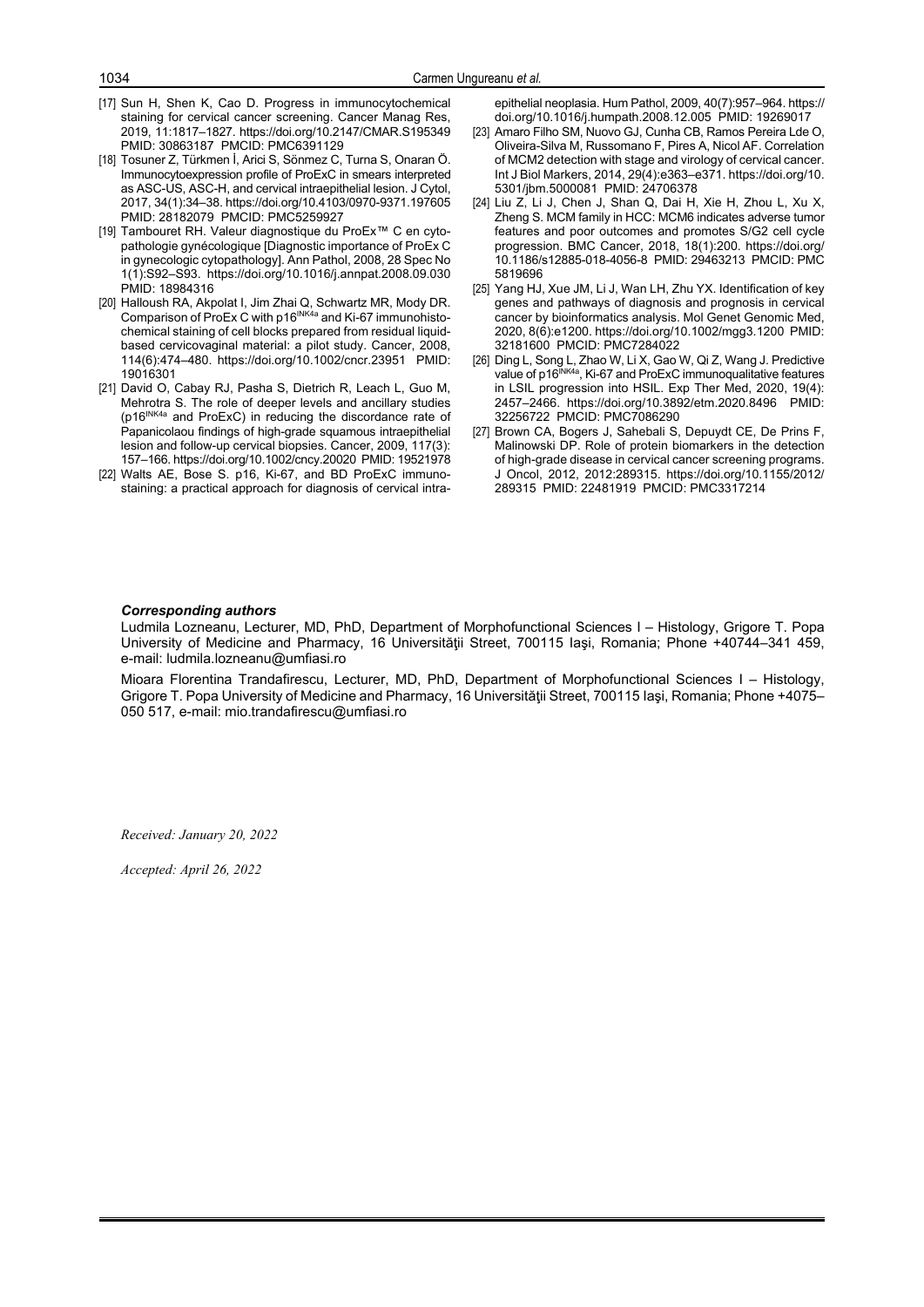[17] Sun H, Shen K, Cao D. Progress in immunocytochemical staining for cervical cancer screening. Cancer Manag Res, 2019, 11:1817–1827. https://doi.org/10.2147/CMAR.S195349 PMID: 30863187 PMCID: PMC6391129

[18] Tosuner Z, Türkmen İ, Arici S, Sönmez C, Turna S, Onaran Ö. Immunocytoexpression profile of ProExC in smears interpreted as ASC-US, ASC-H, and cervical intraepithelial lesion. J Cytol, 2017, 34(1):34–38. https://doi.org/10.4103/0970-9371.197605 PMID: 28182079 PMCID: PMC5259927

[19] Tambouret RH. Valeur diagnostique du ProEx™ C en cytopathologie gynécologique [Diagnostic importance of ProEx C in gynecologic cytopathology]. Ann Pathol, 2008, 28 Spec No 1(1):S92–S93. https://doi.org/10.1016/j.annpat.2008.09.030 PMID: 18984316

[20] Halloush RA, Akpolat I, Jim Zhai Q, Schwartz MR, Mody DR. Comparison of ProEx C with p16$^{INK4a}$ and Ki-67 immunohistochemical staining of cell blocks prepared from residual liquid-based cervicovaginal material: a pilot study. Cancer, 2008, 114(6):474–480. https://doi.org/10.1002/cncr.23951 PMID: 19016301

[21] David O, Cabay RJ, Pasha S, Dietrich R, Leach L, Guo M, Mehrotra S. The role of deeper levels and ancillary studies (p16$^{INK4a}$ and ProExC) in reducing the discordance rate of Papanicolaou findings of high-grade squamous intraepithelial lesion and follow-up cervical biopsies. Cancer, 2009, 117(3): 157–166. https://doi.org/10.1002/cncy.20020 PMID: 19521978

[22] Walts AE, Bose S. p16, Ki-67, and BD ProExC immunostaining: a practical approach for diagnosis of cervical intraepithelial neoplasia. Hum Pathol, 2009, 40(7):957–964. https://doi.org/10.1016/j.humpath.2008.12.005 PMID: 19269017

[23] Amaro Filho SM, Nuovo GJ, Cunha CB, Ramos Pereira Lde O, Oliveira-Silva M, Russomano F, Pires A, Nicol AF. Correlation of MCM2 detection with stage and virology of cervical cancer. Int J Biol Markers, 2014, 29(4):e363–e371. https://doi.org/10.5301/jbm.5000081 PMID: 24706378

[24] Liu Z, Li J, Chen J, Shan Q, Dai H, Xie H, Zhou L, Xu X, Zheng S. MCM family in HCC: MCM6 indicates adverse tumor features and poor outcomes and promotes S/G2 cell cycle progression. BMC Cancer, 2018, 18(1):200. https://doi.org/10.1186/s12885-018-4056-8 PMID: 29463213 PMCID: PMC5819696

[25] Yang HJ, Xue JM, Li J, Wan LH, Zhu YX. Identification of key genes and pathways of diagnosis and prognosis in cervical cancer by bioinformatics analysis. Mol Genet Genomic Med, 2020, 8(6):e1200. https://doi.org/10.1002/mgg3.1200 PMID: 32181600 PMCID: PMC7284022

[26] Ding L, Song L, Zhao W, Li X, Gao W, Qi Z, Wang J. Predictive value of p16$^{INK4a}$, Ki-67 and ProExC immunoqualitative features in LSIL progression into HSIL. Exp Ther Med, 2020, 19(4): 2457–2466. https://doi.org/10.3892/etm.2020.8496 PMID: 32256722 PMCID: PMC7086290

[27] Brown CA, Bogers J, Sahebali S, Depuydt CE, De Prins F, Malinowski DP. Role of protein biomarkers in the detection of high-grade disease in cervical cancer screening programs. J Oncol, 2012, 2012:289315. https://doi.org/10.1155/2012/289315 PMID: 22481919 PMCID: PMC3317214

***Corresponding authors***

Ludmila Lozneanu, Lecturer, MD, PhD, Department of Morphofunctional Sciences I – Histology, Grigore T. Popa University of Medicine and Pharmacy, 16 Universităţii Street, 700115 Iaşi, Romania; Phone +40744–341 459, e-mail: ludmila.lozneanu@umfiasi.ro

Mioara Florentina Trandafirescu, Lecturer, MD, PhD, Department of Morphofunctional Sciences I – Histology, Grigore T. Popa University of Medicine and Pharmacy, 16 Universităţii Street, 700115 Iaşi, Romania; Phone +4075–050 517, e-mail: mio.trandafirescu@umfiasi.ro

*Received: January 20, 2022*

*Accepted: April 26, 2022*